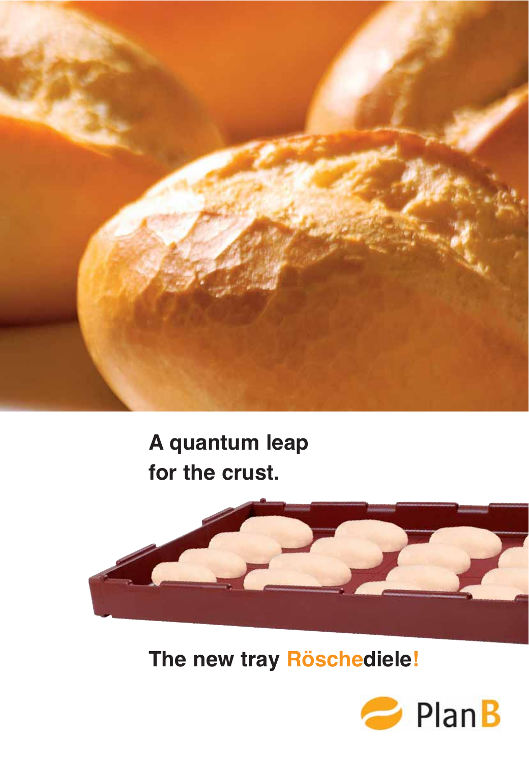# A quantum leap for the crust.

## The new tray Röschediele!

PlanB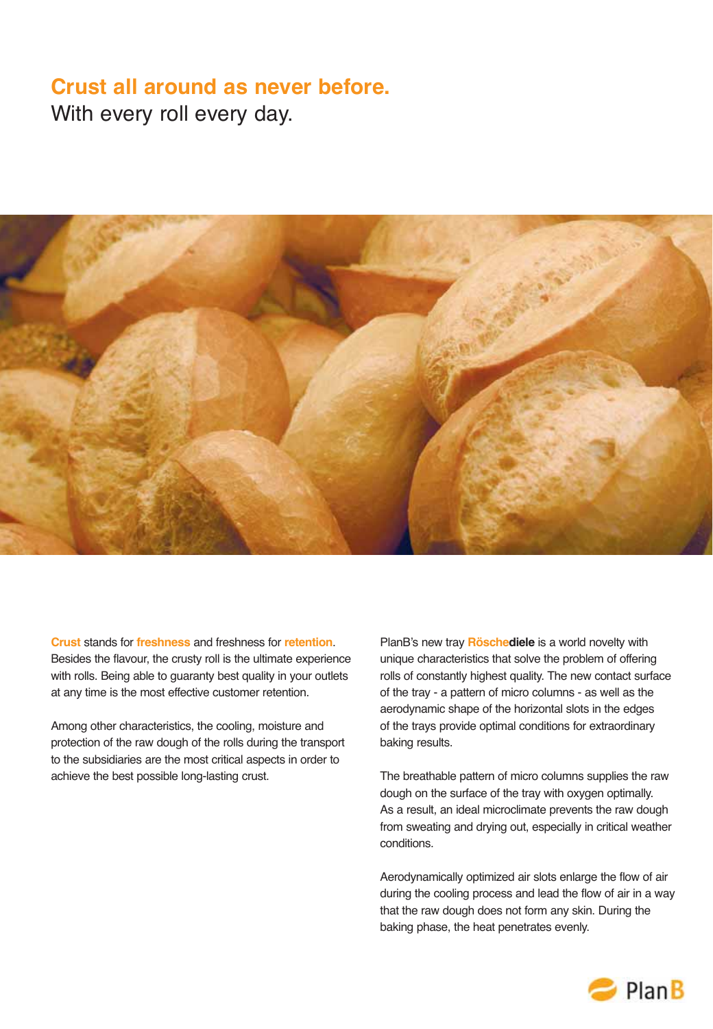# Crust all around as never before.

With every roll every day.

**Crust** stands for **freshness** and freshness for **retention**. Besides the flavour, the crusty roll is the ultimate experience with rolls. Being able to guaranty best quality in your outlets at any time is the most effective customer retention.

Among other characteristics, the cooling, moisture and protection of the raw dough of the rolls during the transport to the subsidiaries are the most critical aspects in order to achieve the best possible long-lasting crust.

PlanB's new tray **Röschediele** is a world novelty with unique characteristics that solve the problem of offering rolls of constantly highest quality. The new contact surface of the tray - a pattern of micro columns - as well as the aerodynamic shape of the horizontal slots in the edges of the trays provide optimal conditions for extraordinary baking results.

The breathable pattern of micro columns supplies the raw dough on the surface of the tray with oxygen optimally. As a result, an ideal microclimate prevents the raw dough from sweating and drying out, especially in critical weather conditions.

Aerodynamically optimized air slots enlarge the flow of air during the cooling process and lead the flow of air in a way that the raw dough does not form any skin. During the baking phase, the heat penetrates evenly.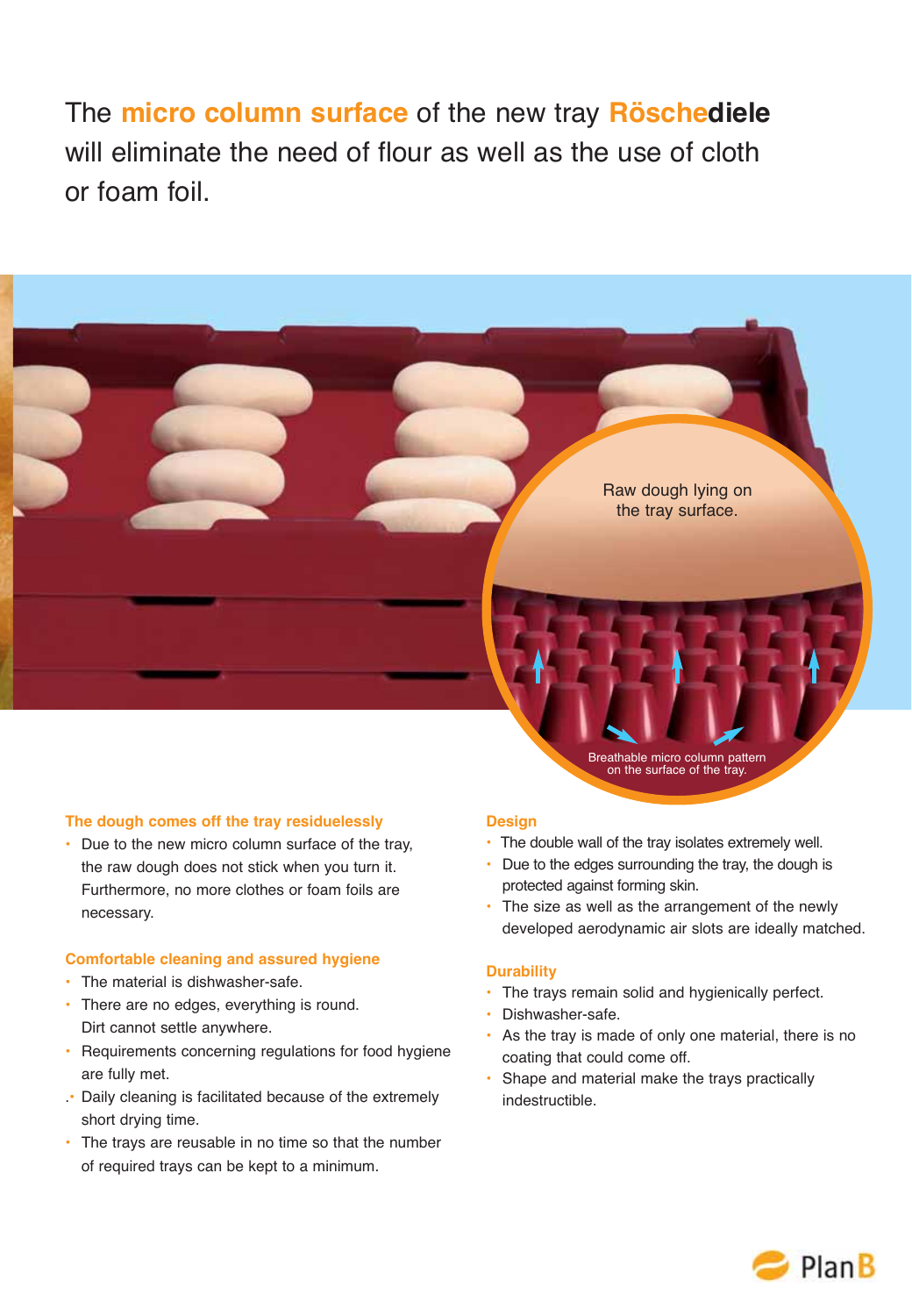# The **micro column surface** of the new tray **Röschediele** will eliminate the need of flour as well as the use of cloth or foam foil.

Raw dough lying on the tray surface.

Breathable micro column pattern on the surface of the tray.

### The dough comes off the tray residuelessly

- Due to the new micro column surface of the tray, the raw dough does not stick when you turn it. Furthermore, no more clothes or foam foils are necessary.

### Comfortable cleaning and assured hygiene

- The material is dishwasher-safe.
- There are no edges, everything is round. Dirt cannot settle anywhere.
- Requirements concerning regulations for food hygiene are fully met.
- Daily cleaning is facilitated because of the extremely short drying time.
- The trays are reusable in no time so that the number of required trays can be kept to a minimum.

### Design

- The double wall of the tray isolates extremely well.
- Due to the edges surrounding the tray, the dough is protected against forming skin.
- The size as well as the arrangement of the newly developed aerodynamic air slots are ideally matched.

### Durability

- The trays remain solid and hygienically perfect.
- Dishwasher-safe.
- As the tray is made of only one material, there is no coating that could come off.
- Shape and material make the trays practically indestructible.

PlanB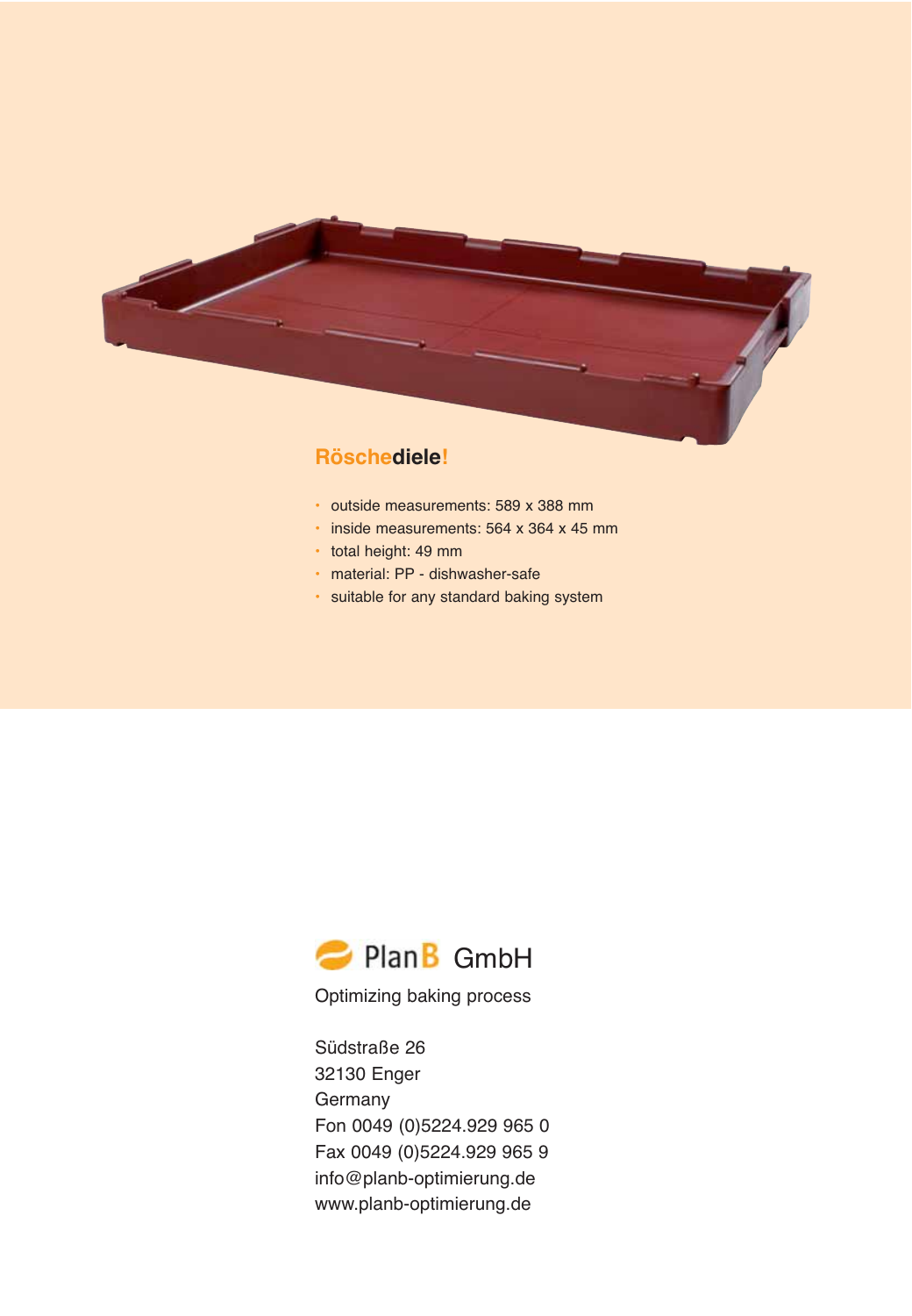## Röschediele!

- outside measurements: 589 x 388 mm
- inside measurements: 564 x 364 x 45 mm
- total height: 49 mm
- material: PP - dishwasher-safe
- suitable for any standard baking system

PlanB GmbH

Optimizing baking process

Südstraße 26
32130 Enger
Germany
Fon 0049 (0)5224.929 965 0
Fax 0049 (0)5224.929 965 9
info@planb-optimierung.de
www.planb-optimierung.de